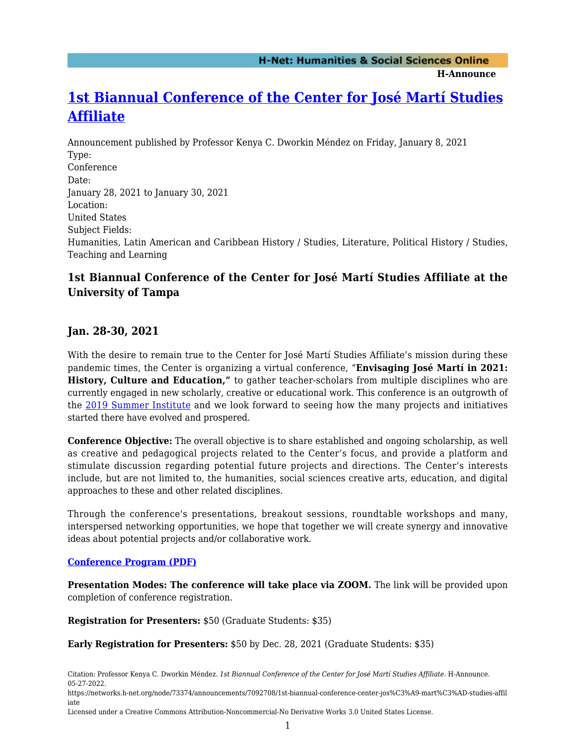# 1st Biannual Conference of the Center for José Martí Studies Affiliate

Announcement published by Professor Kenya C. Dworkin Méndez on Friday, January 8, 2021

Type:
Conference

Date:
January 28, 2021 to January 30, 2021

Location:
United States

Subject Fields:
Humanities, Latin American and Caribbean History / Studies, Literature, Political History / Studies, Teaching and Learning

### 1st Biannual Conference of the Center for José Martí Studies Affiliate at the University of Tampa

## Jan. 28-30, 2021

With the desire to remain true to the Center for José Martí Studies Affiliate's mission during these pandemic times, the Center is organizing a virtual conference, "**Envisaging José Martí in 2021: History, Culture and Education,**" to gather teacher-scholars from multiple disciplines who are currently engaged in new scholarly, creative or educational work. This conference is an outgrowth of the 2019 Summer Institute and we look forward to seeing how the many projects and initiatives started there have evolved and prospered.

**Conference Objective:** The overall objective is to share established and ongoing scholarship, as well as creative and pedagogical projects related to the Center's focus, and provide a platform and stimulate discussion regarding potential future projects and directions. The Center's interests include, but are not limited to, the humanities, social sciences creative arts, education, and digital approaches to these and other related disciplines.

Through the conference's presentations, breakout sessions, roundtable workshops and many, interspersed networking opportunities, we hope that together we will create synergy and innovative ideas about potential projects and/or collaborative work.

**Conference Program (PDF)**

**Presentation Modes: The conference will take place via ZOOM.** The link will be provided upon completion of conference registration.

**Registration for Presenters:** $50 (Graduate Students: $35)

**Early Registration for Presenters:** $50 by Dec. 28, 2021 (Graduate Students: $35)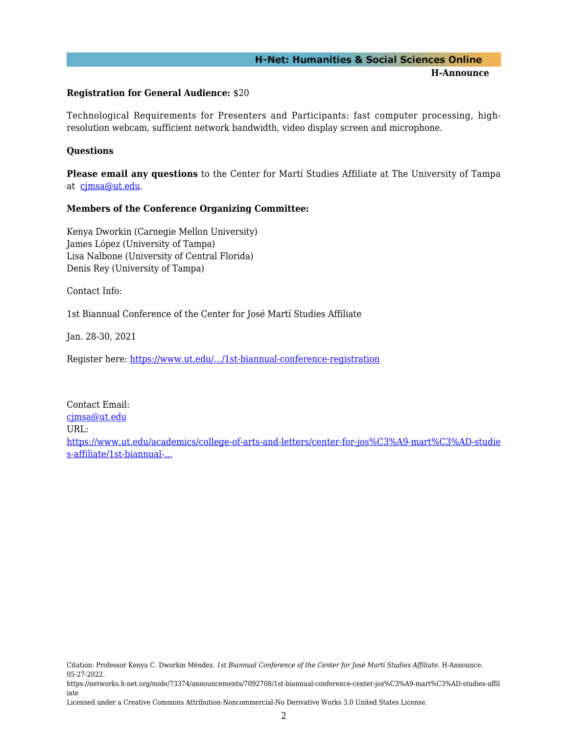**Registration for General Audience:** $20

Technological Requirements for Presenters and Participants: fast computer processing, high-resolution webcam, sufficient network bandwidth, video display screen and microphone.

**Questions**

**Please email any questions** to the Center for Martí Studies Affiliate at The University of Tampa at cjmsa@ut.edu.

**Members of the Conference Organizing Committee:**

Kenya Dworkin (Carnegie Mellon University)
James López (University of Tampa)
Lisa Nalbone (University of Central Florida)
Denis Rey (University of Tampa)

Contact Info:

1st Biannual Conference of the Center for José Martí Studies Affiliate

Jan. 28-30, 2021

Register here: https://www.ut.edu/.../1st-biannual-conference-registration

Contact Email:
cjmsa@ut.edu
URL:
https://www.ut.edu/academics/college-of-arts-and-letters/center-for-jos%C3%A9-mart%C3%AD-studies-affiliate/1st-biannual-...

Citation: Professor Kenya C. Dworkin Méndez. *1st Biannual Conference of the Center for José Martí Studies Affiliate*. H-Announce. 05-27-2022.
https://networks.h-net.org/node/73374/announcements/7092708/1st-biannual-conference-center-jos%C3%A9-mart%C3%AD-studies-affiliate
Licensed under a Creative Commons Attribution-Noncommercial-No Derivative Works 3.0 United States License.